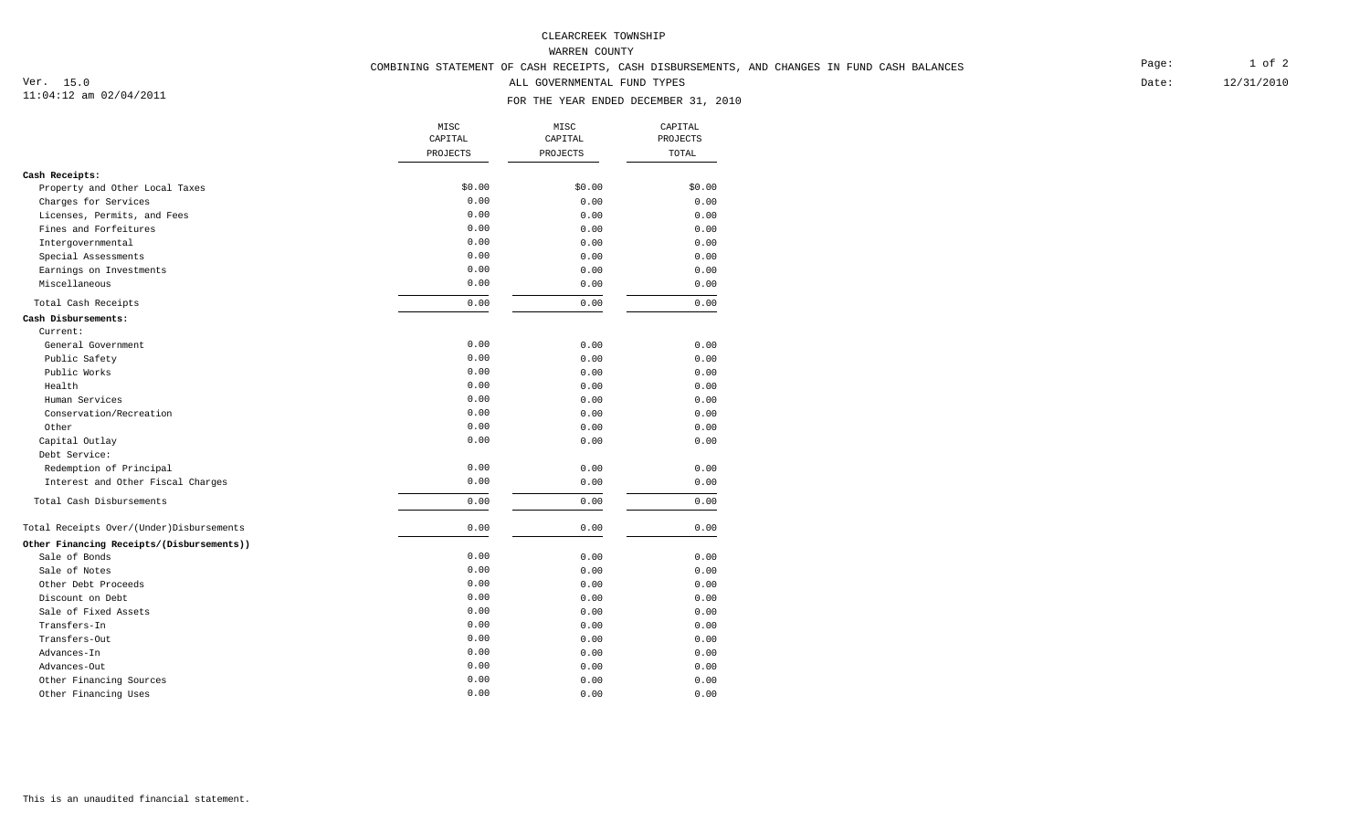# CLEARCREEK TOWNSHIP

## WARREN COUNTY

### COMBINING STATEMENT OF CASH RECEIPTS, CASH DISBURSEMENTS, AND CHANGES IN FUND CASH BALANCES

ALL GOVERNMENTAL FUND TYPES

FOR THE YEAR ENDED DECEMBER 31, 2010

Ver. 15.0
11:04:12 am 02/04/2011

Date: 12/31/2010

| | MISC CAPITAL PROJECTS | MISC CAPITAL PROJECTS | CAPITAL PROJECTS TOTAL |
|---|---|---|---|
| **Cash Receipts:** | | | |
| Property and Other Local Taxes | $0.00 | $0.00 | $0.00 |
| Charges for Services | 0.00 | 0.00 | 0.00 |
| Licenses, Permits, and Fees | 0.00 | 0.00 | 0.00 |
| Fines and Forfeitures | 0.00 | 0.00 | 0.00 |
| Intergovernmental | 0.00 | 0.00 | 0.00 |
| Special Assessments | 0.00 | 0.00 | 0.00 |
| Earnings on Investments | 0.00 | 0.00 | 0.00 |
| Miscellaneous | 0.00 | 0.00 | 0.00 |
| Total Cash Receipts | 0.00 | 0.00 | 0.00 |
| **Cash Disbursements:** | | | |
| Current: | | | |
| General Government | 0.00 | 0.00 | 0.00 |
| Public Safety | 0.00 | 0.00 | 0.00 |
| Public Works | 0.00 | 0.00 | 0.00 |
| Health | 0.00 | 0.00 | 0.00 |
| Human Services | 0.00 | 0.00 | 0.00 |
| Conservation/Recreation | 0.00 | 0.00 | 0.00 |
| Other | 0.00 | 0.00 | 0.00 |
| Capital Outlay | 0.00 | 0.00 | 0.00 |
| Debt Service: | | | |
| Redemption of Principal | 0.00 | 0.00 | 0.00 |
| Interest and Other Fiscal Charges | 0.00 | 0.00 | 0.00 |
| Total Cash Disbursements | 0.00 | 0.00 | 0.00 |
| Total Receipts Over/(Under)Disbursements | 0.00 | 0.00 | 0.00 |
| **Other Financing Receipts/(Disbursements))** | | | |
| Sale of Bonds | 0.00 | 0.00 | 0.00 |
| Sale of Notes | 0.00 | 0.00 | 0.00 |
| Other Debt Proceeds | 0.00 | 0.00 | 0.00 |
| Discount on Debt | 0.00 | 0.00 | 0.00 |
| Sale of Fixed Assets | 0.00 | 0.00 | 0.00 |
| Transfers-In | 0.00 | 0.00 | 0.00 |
| Transfers-Out | 0.00 | 0.00 | 0.00 |
| Advances-In | 0.00 | 0.00 | 0.00 |
| Advances-Out | 0.00 | 0.00 | 0.00 |
| Other Financing Sources | 0.00 | 0.00 | 0.00 |
| Other Financing Uses | 0.00 | 0.00 | 0.00 |

This is an unaudited financial statement.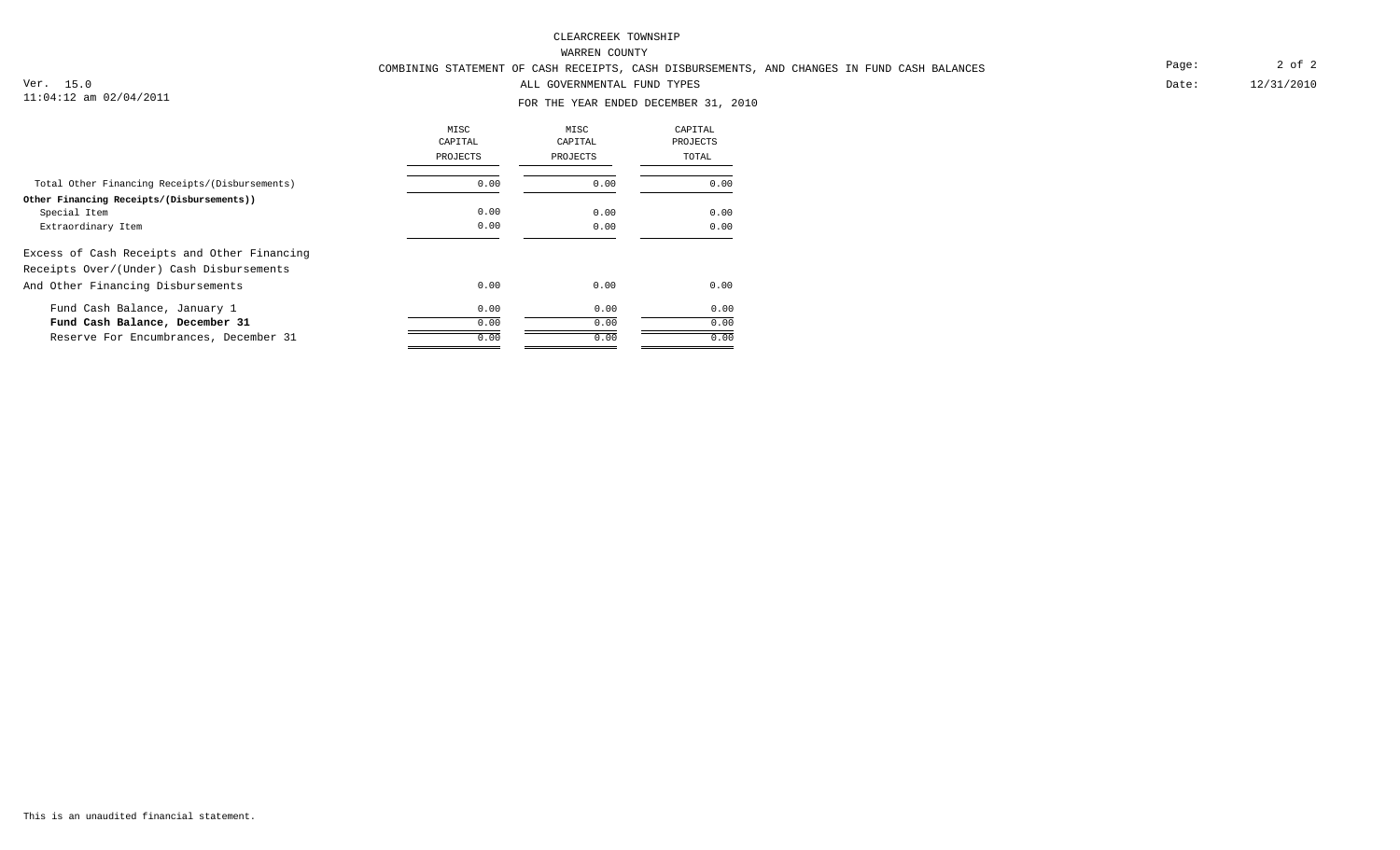CLEARCREEK TOWNSHIP

WARREN COUNTY

COMBINING STATEMENT OF CASH RECEIPTS, CASH DISBURSEMENTS, AND CHANGES IN FUND CASH BALANCES

ALL GOVERNMENTAL FUND TYPES

FOR THE YEAR ENDED DECEMBER 31, 2010

Ver. 15.0
11:04:12 am 02/04/2011

Date: 12/31/2010

| | MISC CAPITAL PROJECTS | MISC CAPITAL PROJECTS | CAPITAL PROJECTS TOTAL |
|---|---|---|---|
| Total Other Financing Receipts/(Disbursements) | 0.00 | 0.00 | 0.00 |
| **Other Financing Receipts/(Disbursements))** | | | |
| Special Item | 0.00 | 0.00 | 0.00 |
| Extraordinary Item | 0.00 | 0.00 | 0.00 |
| Excess of Cash Receipts and Other Financing Receipts Over/(Under) Cash Disbursements And Other Financing Disbursements | 0.00 | 0.00 | 0.00 |
| Fund Cash Balance, January 1 | 0.00 | 0.00 | 0.00 |
| **Fund Cash Balance, December 31** | 0.00 | 0.00 | 0.00 |
| Reserve For Encumbrances, December 31 | 0.00 | 0.00 | 0.00 |

This is an unaudited financial statement.